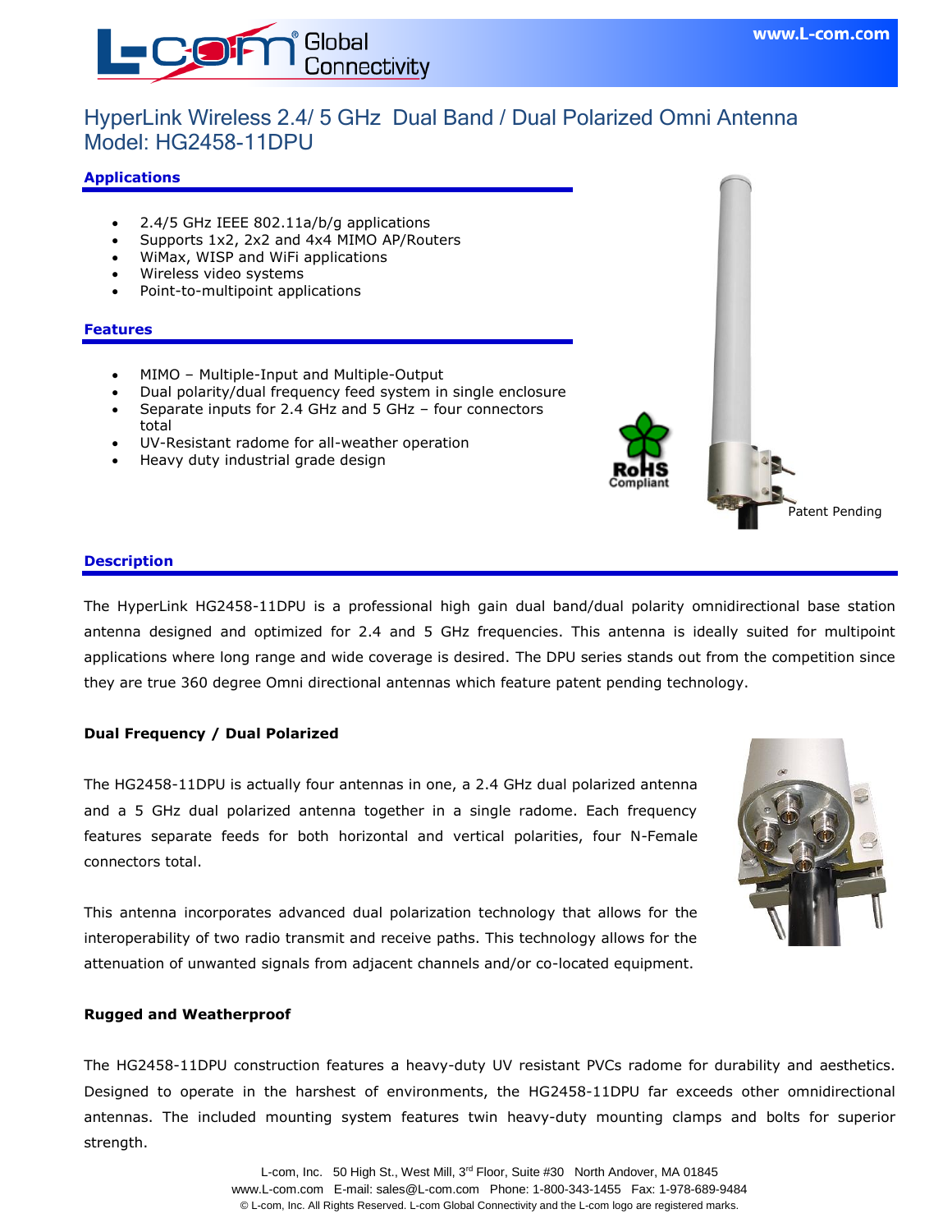# HyperLink Wireless 2.4/ 5 GHz Dual Band / Dual Polarized Omni Antenna
# Model: HG2458-11DPU

## Applications

- 2.4/5 GHz IEEE 802.11a/b/g applications
- Supports 1x2, 2x2 and 4x4 MIMO AP/Routers
- WiMax, WISP and WiFi applications
- Wireless video systems
- Point-to-multipoint applications

## Features

- MIMO – Multiple-Input and Multiple-Output
- Dual polarity/dual frequency feed system in single enclosure
- Separate inputs for 2.4 GHz and 5 GHz – four connectors total
- UV-Resistant radome for all-weather operation
- Heavy duty industrial grade design

RoHS Compliant

Patent Pending

## Description

The HyperLink HG2458-11DPU is a professional high gain dual band/dual polarity omnidirectional base station antenna designed and optimized for 2.4 and 5 GHz frequencies. This antenna is ideally suited for multipoint applications where long range and wide coverage is desired. The DPU series stands out from the competition since they are true 360 degree Omni directional antennas which feature patent pending technology.

### Dual Frequency / Dual Polarized

The HG2458-11DPU is actually four antennas in one, a 2.4 GHz dual polarized antenna and a 5 GHz dual polarized antenna together in a single radome. Each frequency features separate feeds for both horizontal and vertical polarities, four N-Female connectors total.

This antenna incorporates advanced dual polarization technology that allows for the interoperability of two radio transmit and receive paths. This technology allows for the attenuation of unwanted signals from adjacent channels and/or co-located equipment.

### Rugged and Weatherproof

The HG2458-11DPU construction features a heavy-duty UV resistant PVCs radome for durability and aesthetics. Designed to operate in the harshest of environments, the HG2458-11DPU far exceeds other omnidirectional antennas. The included mounting system features twin heavy-duty mounting clamps and bolts for superior strength.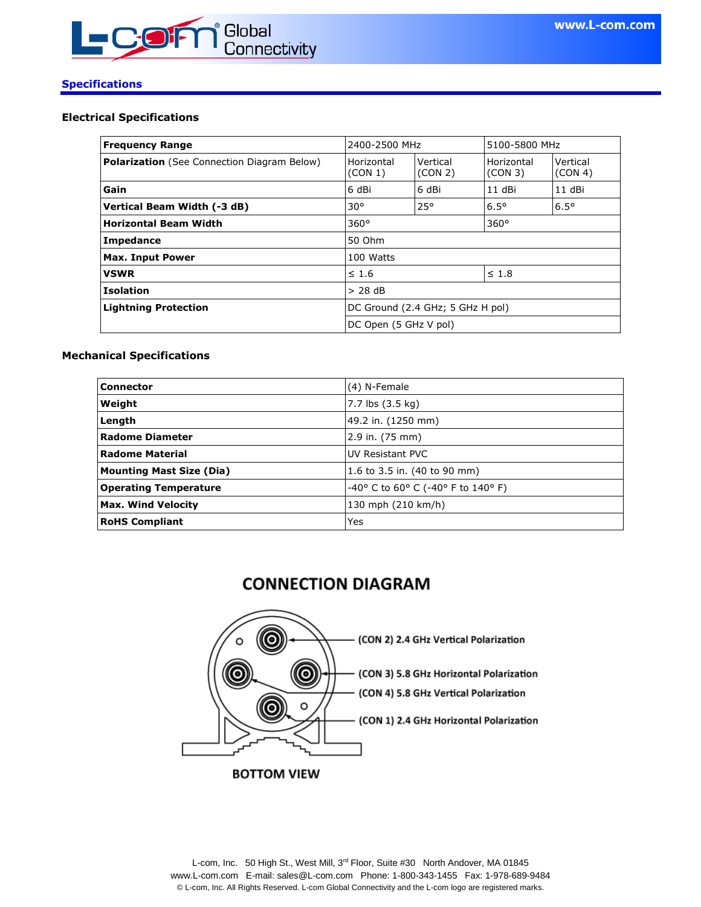## Specifications

### Electrical Specifications

| **Frequency Range** | 2400-2500 MHz | | 5100-5800 MHz | |
|---|---|---|---|---|
| **Polarization** (See Connection Diagram Below) | Horizontal (CON 1) | Vertical (CON 2) | Horizontal (CON 3) | Vertical (CON 4) |
| **Gain** | 6 dBi | 6 dBi | 11 dBi | 11 dBi |
| **Vertical Beam Width (-3 dB)** | 30° | 25° | 6.5° | 6.5° |
| **Horizontal Beam Width** | 360° | | 360° | |
| **Impedance** | 50 Ohm | | | |
| **Max. Input Power** | 100 Watts | | | |
| **VSWR** | ≤ 1.6 | | ≤ 1.8 | |
| **Isolation** | > 28 dB | | | |
| **Lightning Protection** | DC Ground (2.4 GHz; 5 GHz H pol) | | | |
| | DC Open (5 GHz V pol) | | | |

### Mechanical Specifications

| **Connector** | (4) N-Female |
|---|---|
| **Weight** | 7.7 lbs (3.5 kg) |
| **Length** | 49.2 in. (1250 mm) |
| **Radome Diameter** | 2.9 in. (75 mm) |
| **Radome Material** | UV Resistant PVC |
| **Mounting Mast Size (Dia)** | 1.6 to 3.5 in. (40 to 90 mm) |
| **Operating Temperature** | -40° C to 60° C (-40° F to 140° F) |
| **Max. Wind Velocity** | 130 mph (210 km/h) |
| **RoHS Compliant** | Yes |

## CONNECTION DIAGRAM

(CON 2) 2.4 GHz Vertical Polarization

(CON 3) 5.8 GHz Horizontal Polarization

(CON 4) 5.8 GHz Vertical Polarization

(CON 1) 2.4 GHz Horizontal Polarization

BOTTOM VIEW

L-com, Inc. 50 High St., West Mill, 3rd Floor, Suite #30 North Andover, MA 01845
www.L-com.com E-mail: sales@L-com.com Phone: 1-800-343-1455 Fax: 1-978-689-9484
© L-com, Inc. All Rights Reserved. L-com Global Connectivity and the L-com logo are registered marks.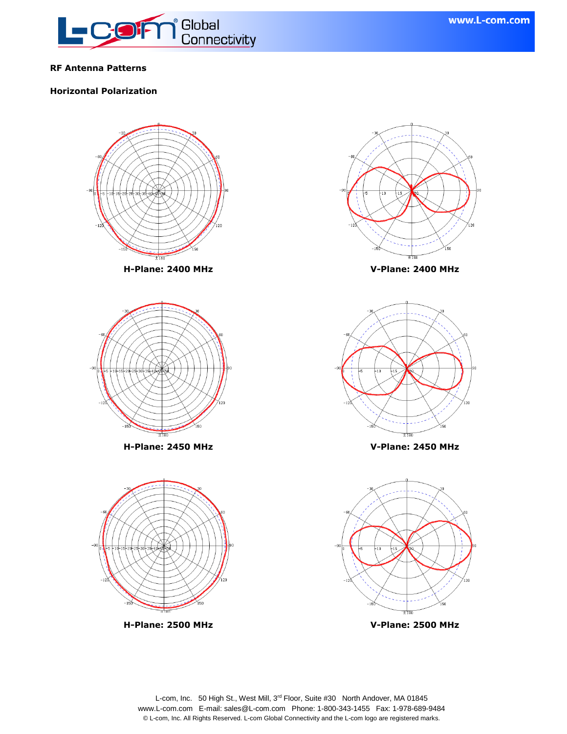**RF Antenna Patterns**

**Horizontal Polarization**

**H-Plane: 2400 MHz**

**V-Plane: 2400 MHz**

**H-Plane: 2450 MHz**

**V-Plane: 2450 MHz**

**H-Plane: 2500 MHz**

**V-Plane: 2500 MHz**

L-com, Inc. 50 High St., West Mill, 3rd Floor, Suite #30 North Andover, MA 01845
www.L-com.com E-mail: sales@L-com.com Phone: 1-800-343-1455 Fax: 1-978-689-9484
© L-com, Inc. All Rights Reserved. L-com Global Connectivity and the L-com logo are registered marks.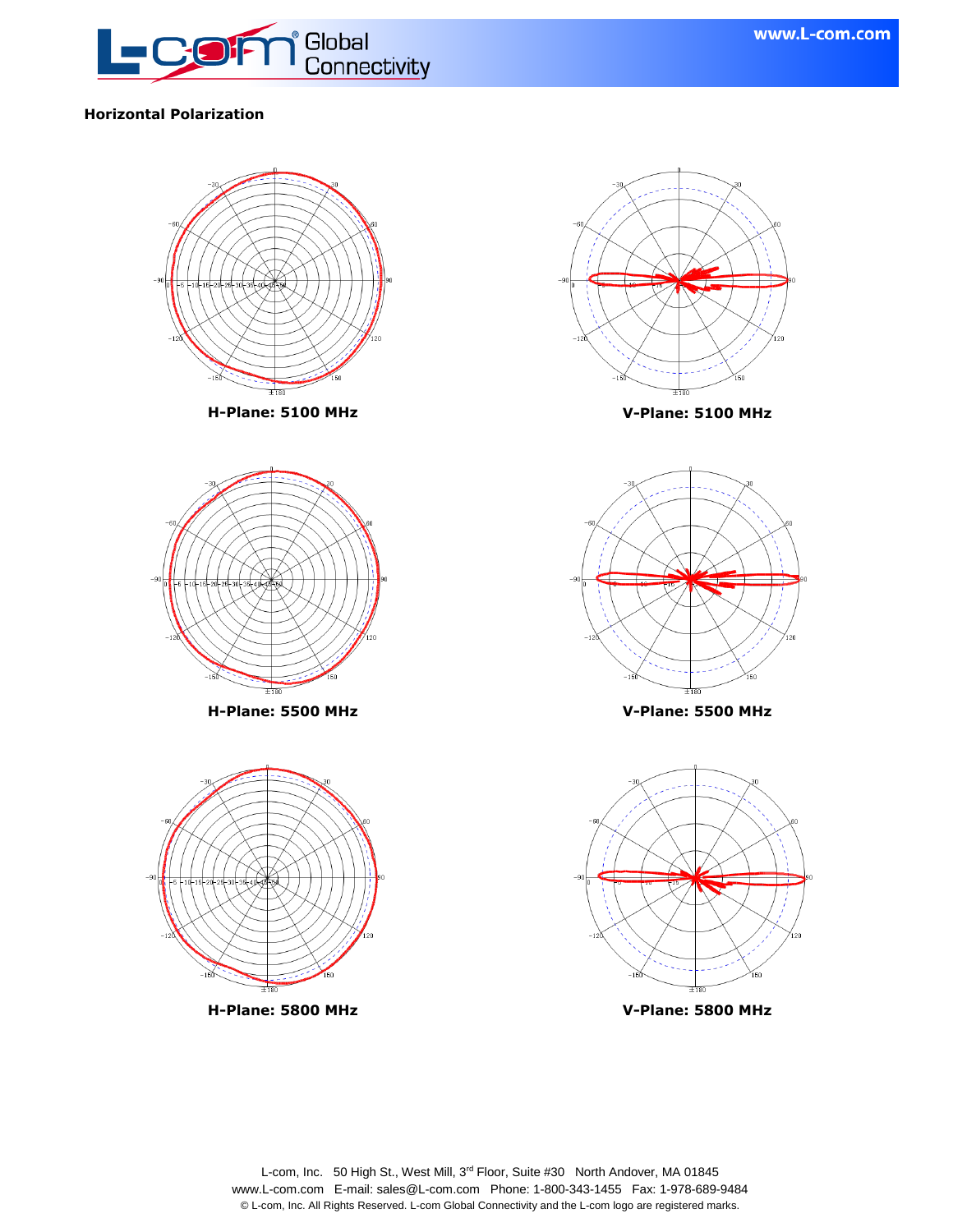**Horizontal Polarization**

H-Plane: 5100 MHz

V-Plane: 5100 MHz

H-Plane: 5500 MHz

V-Plane: 5500 MHz

H-Plane: 5800 MHz

V-Plane: 5800 MHz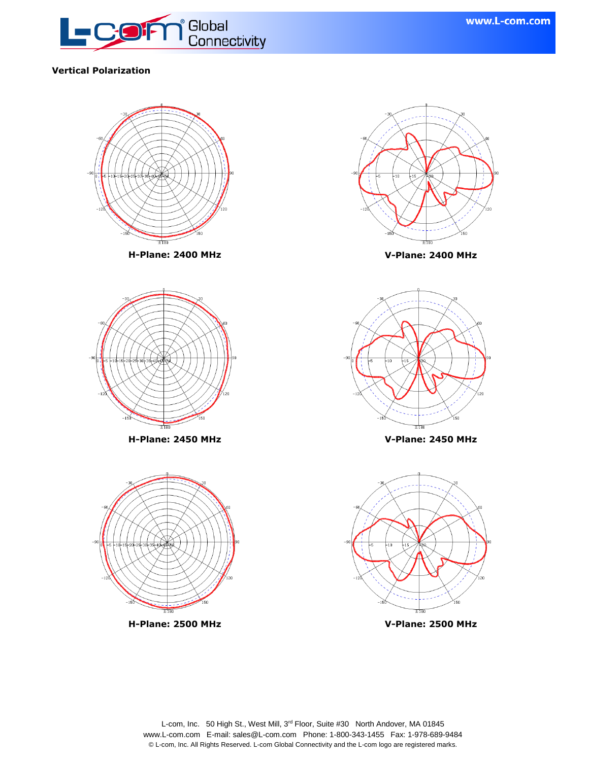**Vertical Polarization**

H-Plane: 2400 MHz

V-Plane: 2400 MHz

H-Plane: 2450 MHz

V-Plane: 2450 MHz

H-Plane: 2500 MHz

V-Plane: 2500 MHz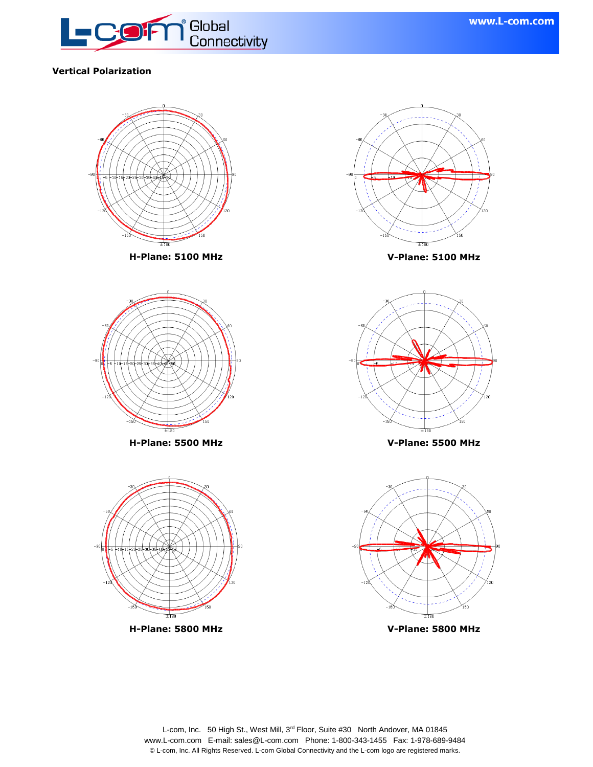### Vertical Polarization

H-Plane: 5100 MHz

V-Plane: 5100 MHz

H-Plane: 5500 MHz

V-Plane: 5500 MHz

H-Plane: 5800 MHz

V-Plane: 5800 MHz

L-com, Inc. 50 High St., West Mill, 3rd Floor, Suite #30 North Andover, MA 01845
www.L-com.com E-mail: sales@L-com.com Phone: 1-800-343-1455 Fax: 1-978-689-9484
© L-com, Inc. All Rights Reserved. L-com Global Connectivity and the L-com logo are registered marks.